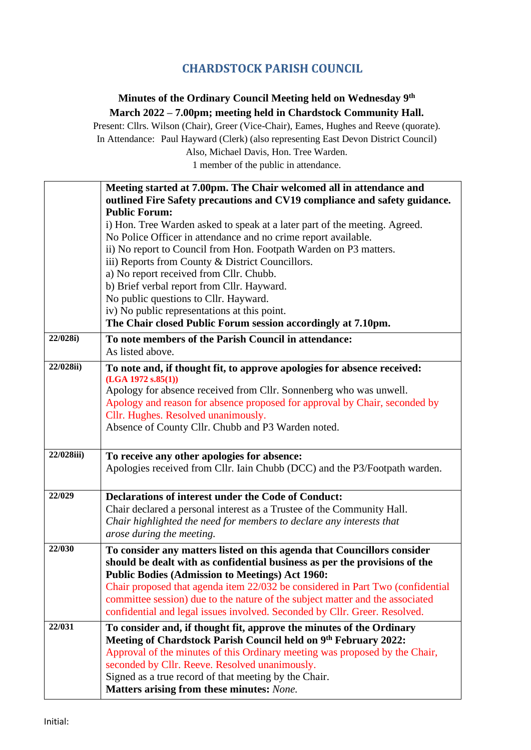# CHARDSTOCK PARISH COUNCIL

**Minutes of the Ordinary Council Meeting held on Wednesday 9th March 2022 – 7.00pm; meeting held in Chardstock Community Hall.**

Present: Cllrs. Wilson (Chair), Greer (Vice-Chair), Eames, Hughes and Reeve (quorate).
In Attendance: Paul Hayward (Clerk) (also representing East Devon District Council)
Also, Michael Davis, Hon. Tree Warden.
1 member of the public in attendance.

| | |
|---|---|
| | **Meeting started at 7.00pm. The Chair welcomed all in attendance and outlined Fire Safety precautions and CV19 compliance and safety guidance.**<br>**Public Forum:**<br>i) Hon. Tree Warden asked to speak at a later part of the meeting. Agreed.<br>No Police Officer in attendance and no crime report available.<br>ii) No report to Council from Hon. Footpath Warden on P3 matters.<br>iii) Reports from County & District Councillors.<br>a) No report received from Cllr. Chubb.<br>b) Brief verbal report from Cllr. Hayward.<br>No public questions to Cllr. Hayward.<br>iv) No public representations at this point.<br>**The Chair closed Public Forum session accordingly at 7.10pm.** |
| **22/028i)** | **To note members of the Parish Council in attendance:**<br>As listed above. |
| **22/028ii)** | **To note and, if thought fit, to approve apologies for absence received:**<br>**(LGA 1972 s.85(1))**<br>Apology for absence received from Cllr. Sonnenberg who was unwell.<br>Apology and reason for absence proposed for approval by Chair, seconded by Cllr. Hughes. Resolved unanimously.<br>Absence of County Cllr. Chubb and P3 Warden noted. |
| **22/028iii)** | **To receive any other apologies for absence:**<br>Apologies received from Cllr. Iain Chubb (DCC) and the P3/Footpath warden. |
| **22/029** | **Declarations of interest under the Code of Conduct:**<br>Chair declared a personal interest as a Trustee of the Community Hall.<br>*Chair highlighted the need for members to declare any interests that arose during the meeting.* |
| **22/030** | **To consider any matters listed on this agenda that Councillors consider should be dealt with as confidential business as per the provisions of the Public Bodies (Admission to Meetings) Act 1960:**<br>Chair proposed that agenda item 22/032 be considered in Part Two (confidential committee session) due to the nature of the subject matter and the associated confidential and legal issues involved. Seconded by Cllr. Greer. Resolved. |
| **22/031** | **To consider and, if thought fit, approve the minutes of the Ordinary Meeting of Chardstock Parish Council held on 9th February 2022:**<br>Approval of the minutes of this Ordinary meeting was proposed by the Chair, seconded by Cllr. Reeve. Resolved unanimously.<br>Signed as a true record of that meeting by the Chair.<br>**Matters arising from these minutes:** *None.* |

Initial: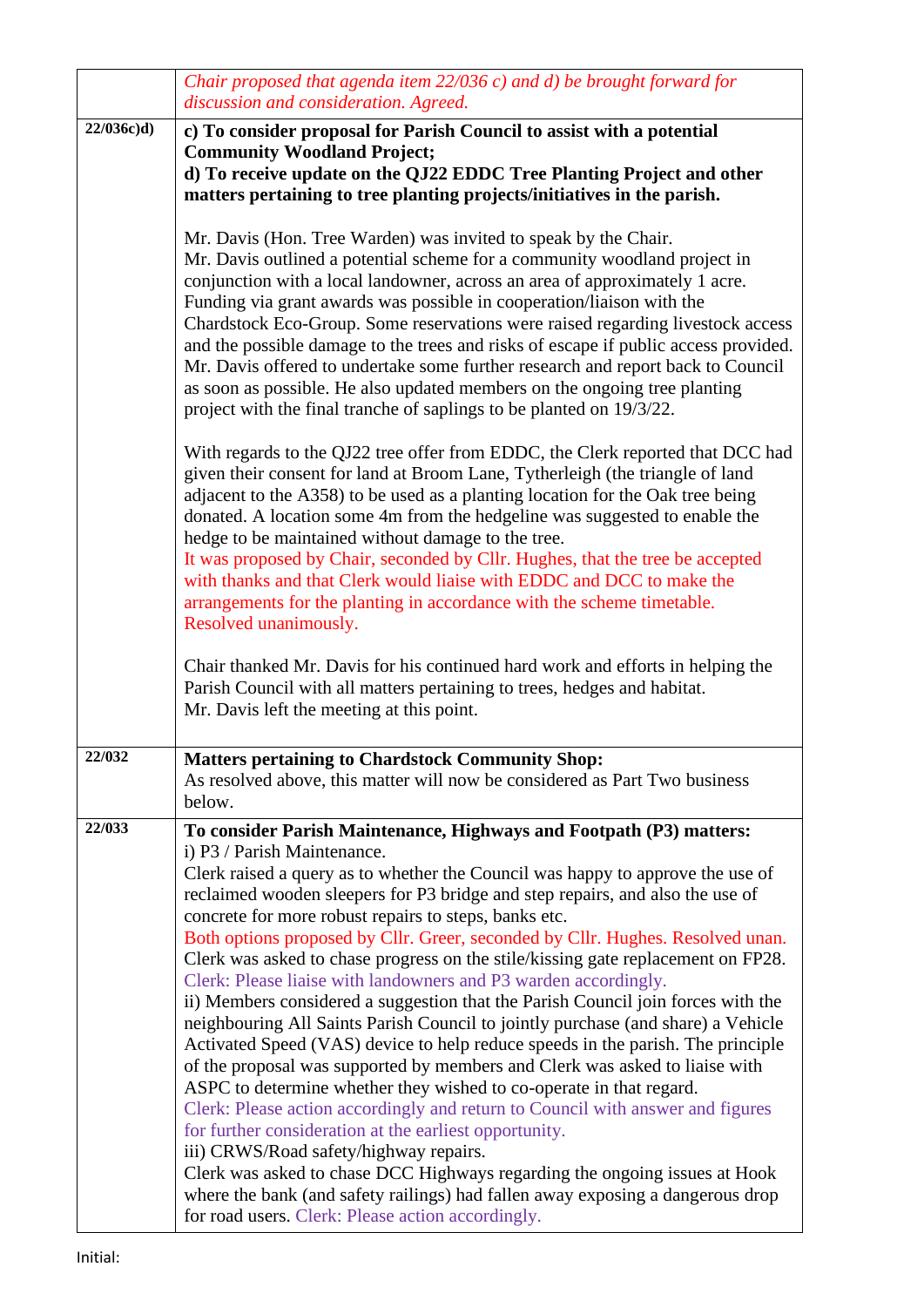| | |
|---|---|
| | *Chair proposed that agenda item 22/036 c) and d) be brought forward for discussion and consideration. Agreed.* |
| **22/036c)d)** | **c) To consider proposal for Parish Council to assist with a potential Community Woodland Project;**<br>**d) To receive update on the QJ22 EDDC Tree Planting Project and other matters pertaining to tree planting projects/initiatives in the parish.**<br><br>Mr. Davis (Hon. Tree Warden) was invited to speak by the Chair.<br>Mr. Davis outlined a potential scheme for a community woodland project in conjunction with a local landowner, across an area of approximately 1 acre. Funding via grant awards was possible in cooperation/liaison with the Chardstock Eco-Group. Some reservations were raised regarding livestock access and the possible damage to the trees and risks of escape if public access provided. Mr. Davis offered to undertake some further research and report back to Council as soon as possible. He also updated members on the ongoing tree planting project with the final tranche of saplings to be planted on 19/3/22.<br><br>With regards to the QJ22 tree offer from EDDC, the Clerk reported that DCC had given their consent for land at Broom Lane, Tytherleigh (the triangle of land adjacent to the A358) to be used as a planting location for the Oak tree being donated. A location some 4m from the hedgeline was suggested to enable the hedge to be maintained without damage to the tree.<br>It was proposed by Chair, seconded by Cllr. Hughes, that the tree be accepted with thanks and that Clerk would liaise with EDDC and DCC to make the arrangements for the planting in accordance with the scheme timetable. Resolved unanimously.<br><br>Chair thanked Mr. Davis for his continued hard work and efforts in helping the Parish Council with all matters pertaining to trees, hedges and habitat.<br>Mr. Davis left the meeting at this point. |
| **22/032** | **Matters pertaining to Chardstock Community Shop:**<br>As resolved above, this matter will now be considered as Part Two business below. |
| **22/033** | **To consider Parish Maintenance, Highways and Footpath (P3) matters:**<br>i) P3 / Parish Maintenance.<br>Clerk raised a query as to whether the Council was happy to approve the use of reclaimed wooden sleepers for P3 bridge and step repairs, and also the use of concrete for more robust repairs to steps, banks etc.<br>Both options proposed by Cllr. Greer, seconded by Cllr. Hughes. Resolved unan.<br>Clerk was asked to chase progress on the stile/kissing gate replacement on FP28.<br>Clerk: Please liaise with landowners and P3 warden accordingly.<br>ii) Members considered a suggestion that the Parish Council join forces with the neighbouring All Saints Parish Council to jointly purchase (and share) a Vehicle Activated Speed (VAS) device to help reduce speeds in the parish. The principle of the proposal was supported by members and Clerk was asked to liaise with ASPC to determine whether they wished to co-operate in that regard.<br>Clerk: Please action accordingly and return to Council with answer and figures for further consideration at the earliest opportunity.<br>iii) CRWS/Road safety/highway repairs.<br>Clerk was asked to chase DCC Highways regarding the ongoing issues at Hook where the bank (and safety railings) had fallen away exposing a dangerous drop for road users. Clerk: Please action accordingly. |

Initial: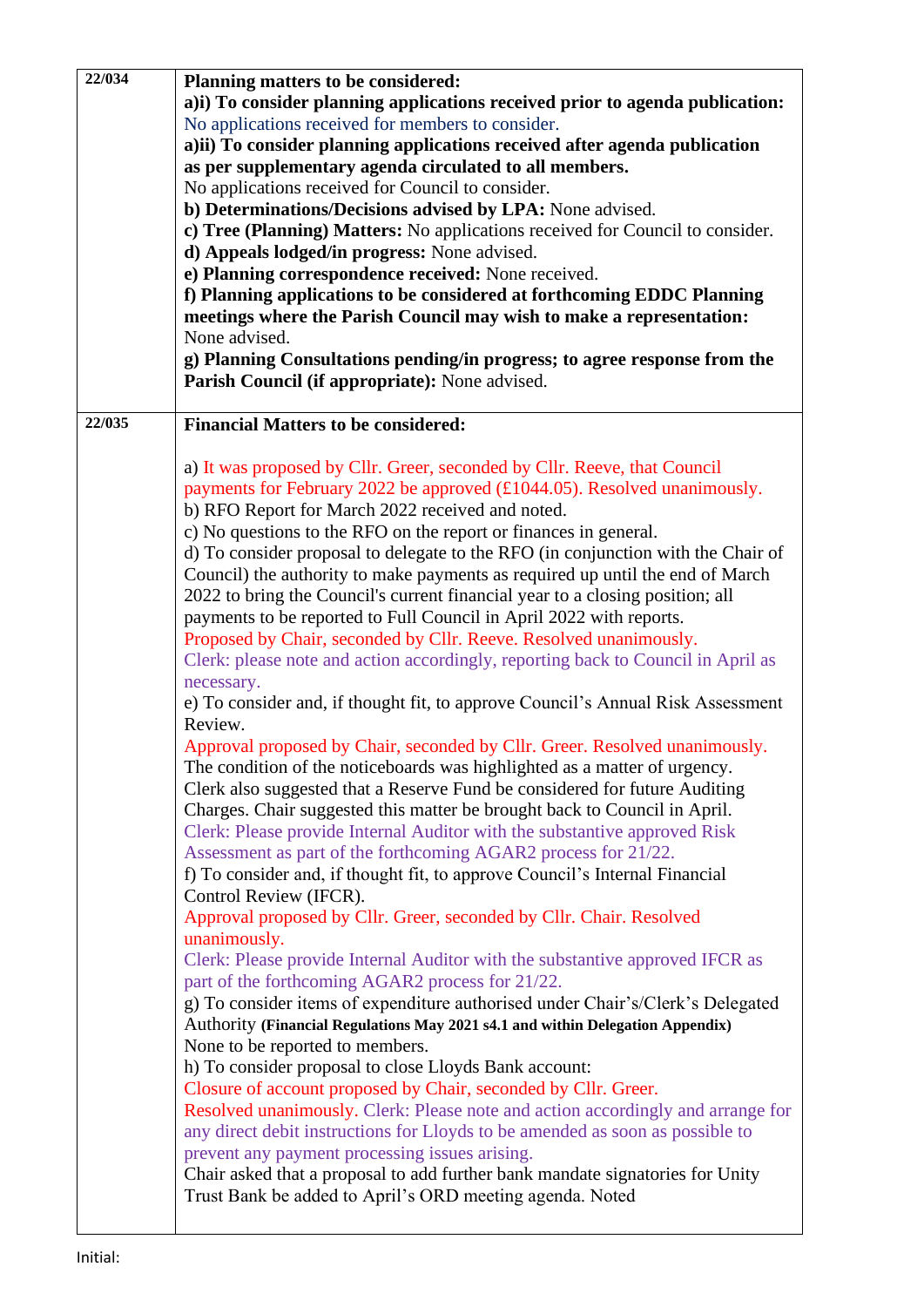| | |
|---|---|
| **22/034** | **Planning matters to be considered:**<br>**a)i) To consider planning applications received prior to agenda publication:** No applications received for members to consider.<br>**a)ii) To consider planning applications received after agenda publication as per supplementary agenda circulated to all members.**<br>No applications received for Council to consider.<br>**b) Determinations/Decisions advised by LPA:** None advised.<br>**c) Tree (Planning) Matters:** No applications received for Council to consider.<br>**d) Appeals lodged/in progress:** None advised.<br>**e) Planning correspondence received:** None received.<br>**f) Planning applications to be considered at forthcoming EDDC Planning meetings where the Parish Council may wish to make a representation:** None advised.<br>**g) Planning Consultations pending/in progress; to agree response from the Parish Council (if appropriate):** None advised. |
| **22/035** | **Financial Matters to be considered:**<br><br>a) It was proposed by Cllr. Greer, seconded by Cllr. Reeve, that Council payments for February 2022 be approved (£1044.05). Resolved unanimously.<br>b) RFO Report for March 2022 received and noted.<br>c) No questions to the RFO on the report or finances in general.<br>d) To consider proposal to delegate to the RFO (in conjunction with the Chair of Council) the authority to make payments as required up until the end of March 2022 to bring the Council's current financial year to a closing position; all payments to be reported to Full Council in April 2022 with reports.<br>Proposed by Chair, seconded by Cllr. Reeve. Resolved unanimously.<br>Clerk: please note and action accordingly, reporting back to Council in April as necessary.<br>e) To consider and, if thought fit, to approve Council's Annual Risk Assessment Review.<br>Approval proposed by Chair, seconded by Cllr. Greer. Resolved unanimously.<br>The condition of the noticeboards was highlighted as a matter of urgency.<br>Clerk also suggested that a Reserve Fund be considered for future Auditing Charges. Chair suggested this matter be brought back to Council in April.<br>Clerk: Please provide Internal Auditor with the substantive approved Risk Assessment as part of the forthcoming AGAR2 process for 21/22.<br>f) To consider and, if thought fit, to approve Council's Internal Financial Control Review (IFCR).<br>Approval proposed by Cllr. Greer, seconded by Cllr. Chair. Resolved unanimously.<br>Clerk: Please provide Internal Auditor with the substantive approved IFCR as part of the forthcoming AGAR2 process for 21/22.<br>g) To consider items of expenditure authorised under Chair's/Clerk's Delegated Authority **(Financial Regulations May 2021 s4.1 and within Delegation Appendix)**<br>None to be reported to members.<br>h) To consider proposal to close Lloyds Bank account:<br>Closure of account proposed by Chair, seconded by Cllr. Greer.<br>Resolved unanimously. Clerk: Please note and action accordingly and arrange for any direct debit instructions for Lloyds to be amended as soon as possible to prevent any payment processing issues arising.<br>Chair asked that a proposal to add further bank mandate signatories for Unity Trust Bank be added to April's ORD meeting agenda. Noted |

Initial: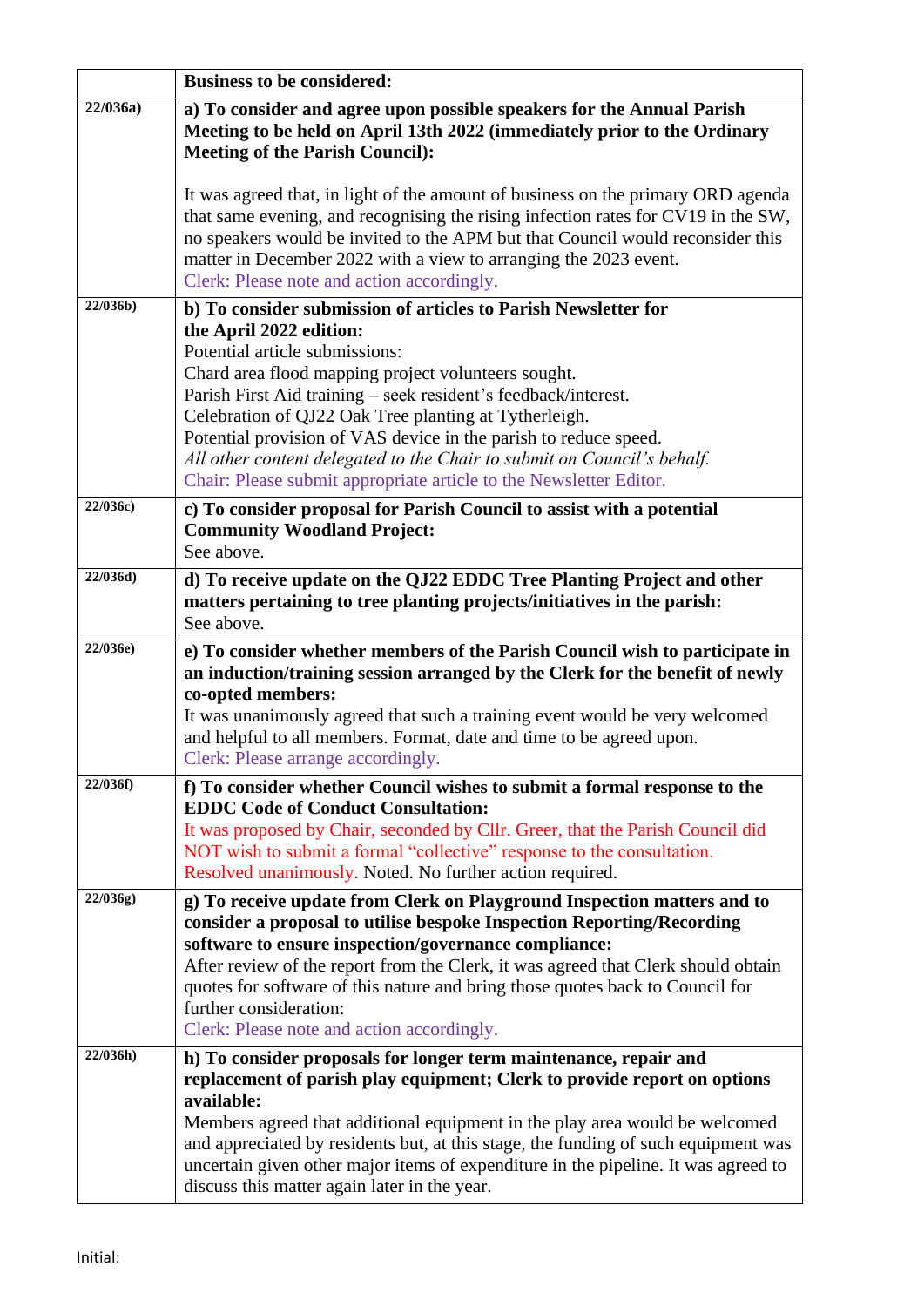| | **Business to be considered:** |
|---|---|
| **22/036a)** | **a) To consider and agree upon possible speakers for the Annual Parish Meeting to be held on April 13th 2022 (immediately prior to the Ordinary Meeting of the Parish Council):**<br><br>It was agreed that, in light of the amount of business on the primary ORD agenda that same evening, and recognising the rising infection rates for CV19 in the SW, no speakers would be invited to the APM but that Council would reconsider this matter in December 2022 with a view to arranging the 2023 event.<br>Clerk: Please note and action accordingly. |
| **22/036b)** | **b) To consider submission of articles to Parish Newsletter for the April 2022 edition:**<br>Potential article submissions:<br>Chard area flood mapping project volunteers sought.<br>Parish First Aid training – seek resident's feedback/interest.<br>Celebration of QJ22 Oak Tree planting at Tytherleigh.<br>Potential provision of VAS device in the parish to reduce speed.<br>*All other content delegated to the Chair to submit on Council's behalf.*<br>Chair: Please submit appropriate article to the Newsletter Editor. |
| **22/036c)** | **c) To consider proposal for Parish Council to assist with a potential Community Woodland Project:**<br>See above. |
| **22/036d)** | **d) To receive update on the QJ22 EDDC Tree Planting Project and other matters pertaining to tree planting projects/initiatives in the parish:**<br>See above. |
| **22/036e)** | **e) To consider whether members of the Parish Council wish to participate in an induction/training session arranged by the Clerk for the benefit of newly co-opted members:**<br>It was unanimously agreed that such a training event would be very welcomed and helpful to all members. Format, date and time to be agreed upon.<br>Clerk: Please arrange accordingly. |
| **22/036f)** | **f) To consider whether Council wishes to submit a formal response to the EDDC Code of Conduct Consultation:**<br>It was proposed by Chair, seconded by Cllr. Greer, that the Parish Council did NOT wish to submit a formal "collective" response to the consultation. Resolved unanimously. Noted. No further action required. |
| **22/036g)** | **g) To receive update from Clerk on Playground Inspection matters and to consider a proposal to utilise bespoke Inspection Reporting/Recording software to ensure inspection/governance compliance:**<br>After review of the report from the Clerk, it was agreed that Clerk should obtain quotes for software of this nature and bring those quotes back to Council for further consideration:<br>Clerk: Please note and action accordingly. |
| **22/036h)** | **h) To consider proposals for longer term maintenance, repair and replacement of parish play equipment; Clerk to provide report on options available:**<br>Members agreed that additional equipment in the play area would be welcomed and appreciated by residents but, at this stage, the funding of such equipment was uncertain given other major items of expenditure in the pipeline. It was agreed to discuss this matter again later in the year. |

Initial: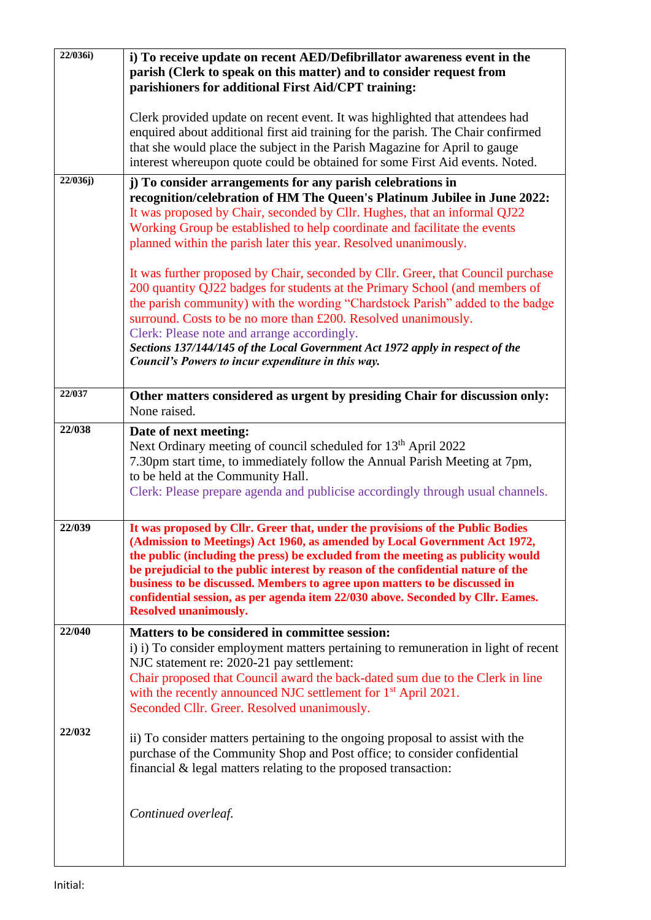| | |
|---|---|
| **22/036i)** | **i) To receive update on recent AED/Defibrillator awareness event in the parish (Clerk to speak on this matter) and to consider request from parishioners for additional First Aid/CPT training:**<br><br>Clerk provided update on recent event. It was highlighted that attendees had enquired about additional first aid training for the parish. The Chair confirmed that she would place the subject in the Parish Magazine for April to gauge interest whereupon quote could be obtained for some First Aid events. Noted. |
| **22/036j)** | **j) To consider arrangements for any parish celebrations in recognition/celebration of HM The Queen's Platinum Jubilee in June 2022:**<br>It was proposed by Chair, seconded by Cllr. Hughes, that an informal QJ22 Working Group be established to help coordinate and facilitate the events planned within the parish later this year. Resolved unanimously.<br><br>It was further proposed by Chair, seconded by Cllr. Greer, that Council purchase 200 quantity QJ22 badges for students at the Primary School (and members of the parish community) with the wording "Chardstock Parish" added to the badge surround. Costs to be no more than £200. Resolved unanimously.<br>Clerk: Please note and arrange accordingly.<br>***Sections 137/144/145 of the Local Government Act 1972 apply in respect of the Council's Powers to incur expenditure in this way.*** |
| **22/037** | **Other matters considered as urgent by presiding Chair for discussion only:**<br>None raised. |
| **22/038** | **Date of next meeting:**<br>Next Ordinary meeting of council scheduled for 13th April 2022<br>7.30pm start time, to immediately follow the Annual Parish Meeting at 7pm, to be held at the Community Hall.<br>Clerk: Please prepare agenda and publicise accordingly through usual channels. |
| **22/039** | **It was proposed by Cllr. Greer that, under the provisions of the Public Bodies (Admission to Meetings) Act 1960, as amended by Local Government Act 1972, the public (including the press) be excluded from the meeting as publicity would be prejudicial to the public interest by reason of the confidential nature of the business to be discussed. Members to agree upon matters to be discussed in confidential session, as per agenda item 22/030 above. Seconded by Cllr. Eames. Resolved unanimously.** |
| **22/040**<br><br><br><br><br><br>**22/032** | **Matters to be considered in committee session:**<br>i) i) To consider employment matters pertaining to remuneration in light of recent NJC statement re: 2020-21 pay settlement:<br>Chair proposed that Council award the back-dated sum due to the Clerk in line with the recently announced NJC settlement for 1st April 2021.<br>Seconded Cllr. Greer. Resolved unanimously.<br><br>ii) To consider matters pertaining to the ongoing proposal to assist with the purchase of the Community Shop and Post office; to consider confidential financial & legal matters relating to the proposed transaction:<br><br>*Continued overleaf.* |

Initial: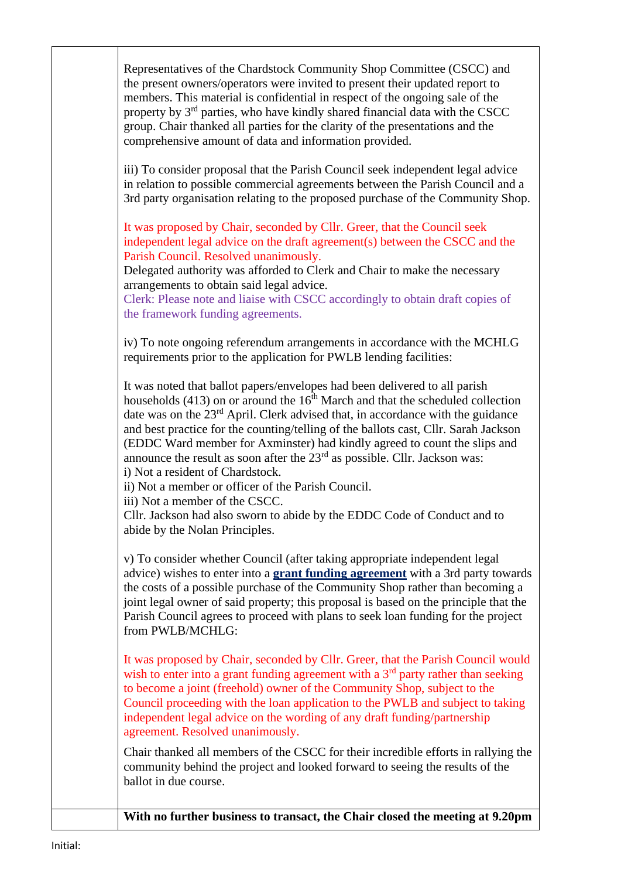| | |
|---|---|
| | Representatives of the Chardstock Community Shop Committee (CSCC) and the present owners/operators were invited to present their updated report to members. This material is confidential in respect of the ongoing sale of the property by 3rd parties, who have kindly shared financial data with the CSCC group. Chair thanked all parties for the clarity of the presentations and the comprehensive amount of data and information provided.<br><br>iii) To consider proposal that the Parish Council seek independent legal advice in relation to possible commercial agreements between the Parish Council and a 3rd party organisation relating to the proposed purchase of the Community Shop.<br><br>It was proposed by Chair, seconded by Cllr. Greer, that the Council seek independent legal advice on the draft agreement(s) between the CSCC and the Parish Council. Resolved unanimously.<br>Delegated authority was afforded to Clerk and Chair to make the necessary arrangements to obtain said legal advice.<br>Clerk: Please note and liaise with CSCC accordingly to obtain draft copies of the framework funding agreements.<br><br>iv) To note ongoing referendum arrangements in accordance with the MCHLG requirements prior to the application for PWLB lending facilities:<br><br>It was noted that ballot papers/envelopes had been delivered to all parish households (413) on or around the 16th March and that the scheduled collection date was on the 23rd April. Clerk advised that, in accordance with the guidance and best practice for the counting/telling of the ballots cast, Cllr. Sarah Jackson (EDDC Ward member for Axminster) had kindly agreed to count the slips and announce the result as soon after the 23rd as possible. Cllr. Jackson was:<br>i) Not a resident of Chardstock.<br>ii) Not a member or officer of the Parish Council.<br>iii) Not a member of the CSCC.<br>Cllr. Jackson had also sworn to abide by the EDDC Code of Conduct and to abide by the Nolan Principles.<br><br>v) To consider whether Council (after taking appropriate independent legal advice) wishes to enter into a **grant funding agreement** with a 3rd party towards the costs of a possible purchase of the Community Shop rather than becoming a joint legal owner of said property; this proposal is based on the principle that the Parish Council agrees to proceed with plans to seek loan funding for the project from PWLB/MCHLG:<br><br>It was proposed by Chair, seconded by Cllr. Greer, that the Parish Council would wish to enter into a grant funding agreement with a 3rd party rather than seeking to become a joint (freehold) owner of the Community Shop, subject to the Council proceeding with the loan application to the PWLB and subject to taking independent legal advice on the wording of any draft funding/partnership agreement. Resolved unanimously.<br><br>Chair thanked all members of the CSCC for their incredible efforts in rallying the community behind the project and looked forward to seeing the results of the ballot in due course. |
| | **With no further business to transact, the Chair closed the meeting at 9.20pm** |

Initial: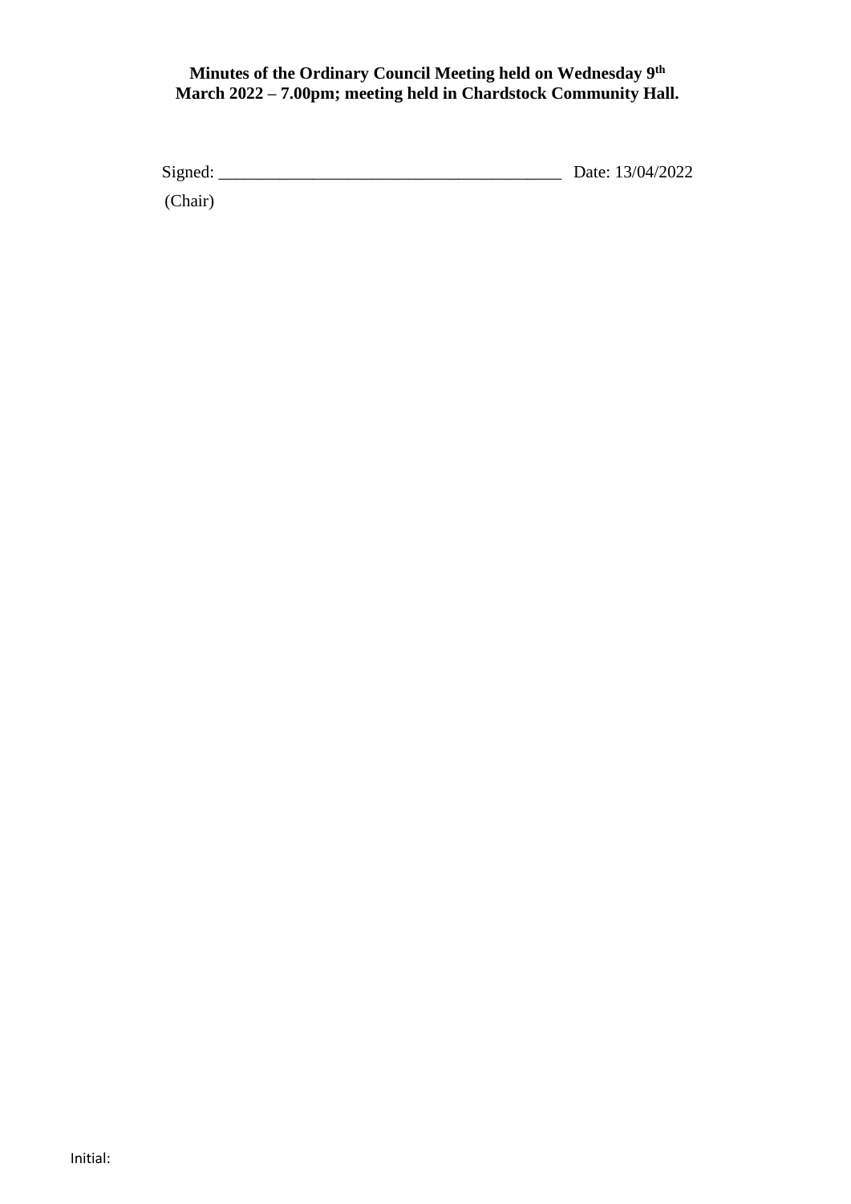Signed: \_\_\_\_\_\_\_\_\_\_\_\_\_\_\_\_\_\_\_\_\_\_\_\_\_\_\_\_\_\_\_\_\_\_\_\_\_\_\_\_\_\_ Date: 13/04/2022

(Chair)